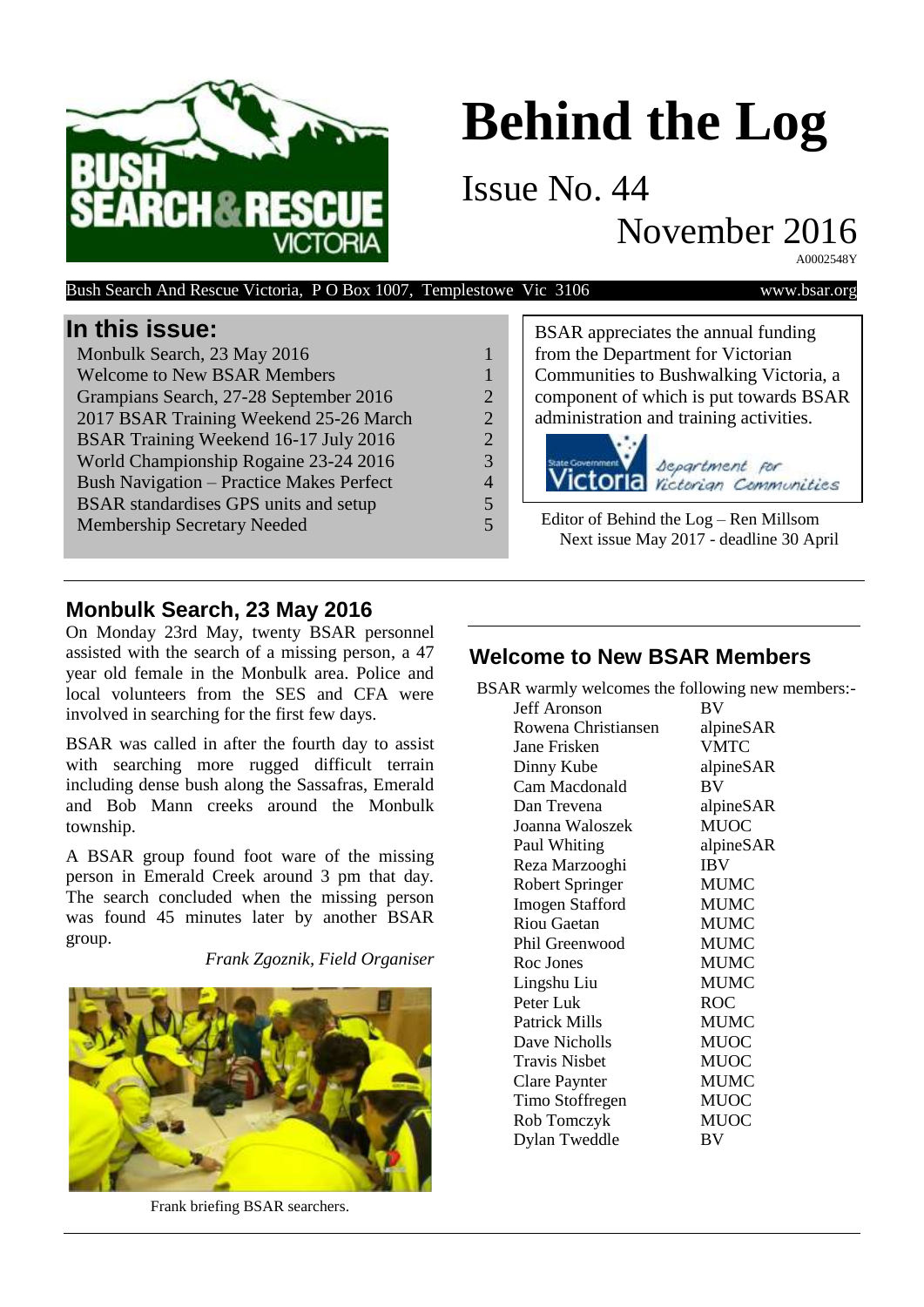# Behind the Log

Issue No. 44

November 2016

A0002548Y

Bush Search And Rescue Victoria, P O Box 1007, Templestowe Vic 3106 www.bsar.org

## In this issue:

| | |
|---|---|
| Monbulk Search, 23 May 2016 | 1 |
| Welcome to New BSAR Members | 1 |
| Grampians Search, 27-28 September 2016 | 2 |
| 2017 BSAR Training Weekend 25-26 March | 2 |
| BSAR Training Weekend 16-17 July 2016 | 2 |
| World Championship Rogaine 23-24 2016 | 3 |
| Bush Navigation – Practice Makes Perfect | 4 |
| BSAR standardises GPS units and setup | 5 |
| Membership Secretary Needed | 5 |

BSAR appreciates the annual funding from the Department for Victorian Communities to Bushwalking Victoria, a component of which is put towards BSAR administration and training activities.

Editor of Behind the Log – Ren Millsom
Next issue May 2017 - deadline 30 April

## Monbulk Search, 23 May 2016

On Monday 23rd May, twenty BSAR personnel assisted with the search of a missing person, a 47 year old female in the Monbulk area. Police and local volunteers from the SES and CFA were involved in searching for the first few days.

BSAR was called in after the fourth day to assist with searching more rugged difficult terrain including dense bush along the Sassafras, Emerald and Bob Mann creeks around the Monbulk township.

A BSAR group found foot ware of the missing person in Emerald Creek around 3 pm that day. The search concluded when the missing person was found 45 minutes later by another BSAR group.

*Frank Zgoznik, Field Organiser*

Frank briefing BSAR searchers.

## Welcome to New BSAR Members

BSAR warmly welcomes the following new members:-

| | |
|---|---|
| Jeff Aronson | BV |
| Rowena Christiansen | alpineSAR |
| Jane Frisken | VMTC |
| Dinny Kube | alpineSAR |
| Cam Macdonald | BV |
| Dan Trevena | alpineSAR |
| Joanna Waloszek | MUOC |
| Paul Whiting | alpineSAR |
| Reza Marzooghi | IBV |
| Robert Springer | MUMC |
| Imogen Stafford | MUMC |
| Riou Gaetan | MUMC |
| Phil Greenwood | MUMC |
| Roc Jones | MUMC |
| Lingshu Liu | MUMC |
| Peter Luk | ROC |
| Patrick Mills | MUMC |
| Dave Nicholls | MUOC |
| Travis Nisbet | MUOC |
| Clare Paynter | MUMC |
| Timo Stoffregen | MUOC |
| Rob Tomczyk | MUOC |
| Dylan Tweddle | BV |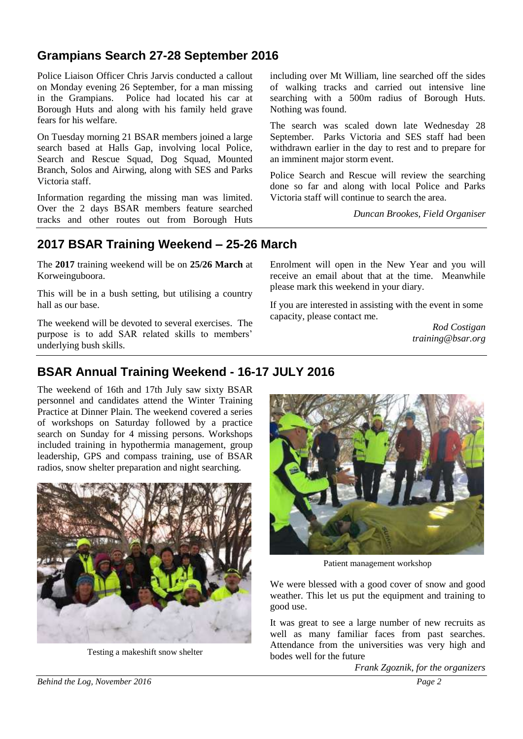## Grampians Search 27-28 September 2016

Police Liaison Officer Chris Jarvis conducted a callout on Monday evening 26 September, for a man missing in the Grampians. Police had located his car at Borough Huts and along with his family held grave fears for his welfare.

On Tuesday morning 21 BSAR members joined a large search based at Halls Gap, involving local Police, Search and Rescue Squad, Dog Squad, Mounted Branch, Solos and Airwing, along with SES and Parks Victoria staff.

Information regarding the missing man was limited. Over the 2 days BSAR members feature searched tracks and other routes out from Borough Huts including over Mt William, line searched off the sides of walking tracks and carried out intensive line searching with a 500m radius of Borough Huts. Nothing was found.

The search was scaled down late Wednesday 28 September. Parks Victoria and SES staff had been withdrawn earlier in the day to rest and to prepare for an imminent major storm event.

Police Search and Rescue will review the searching done so far and along with local Police and Parks Victoria staff will continue to search the area.

*Duncan Brookes, Field Organiser*

## 2017 BSAR Training Weekend – 25-26 March

The **2017** training weekend will be on **25/26 March** at Korweinguboora.

This will be in a bush setting, but utilising a country hall as our base.

The weekend will be devoted to several exercises. The purpose is to add SAR related skills to members' underlying bush skills.

Enrolment will open in the New Year and you will receive an email about that at the time. Meanwhile please mark this weekend in your diary.

If you are interested in assisting with the event in some capacity, please contact me.

*Rod Costigan*
*training@bsar.org*

## BSAR Annual Training Weekend - 16-17 JULY 2016

The weekend of 16th and 17th July saw sixty BSAR personnel and candidates attend the Winter Training Practice at Dinner Plain. The weekend covered a series of workshops on Saturday followed by a practice search on Sunday for 4 missing persons. Workshops included training in hypothermia management, group leadership, GPS and compass training, use of BSAR radios, snow shelter preparation and night searching.

Testing a makeshift snow shelter

Patient management workshop

We were blessed with a good cover of snow and good weather. This let us put the equipment and training to good use.

It was great to see a large number of new recruits as well as many familiar faces from past searches. Attendance from the universities was very high and bodes well for the future

*Frank Zgoznik, for the organizers*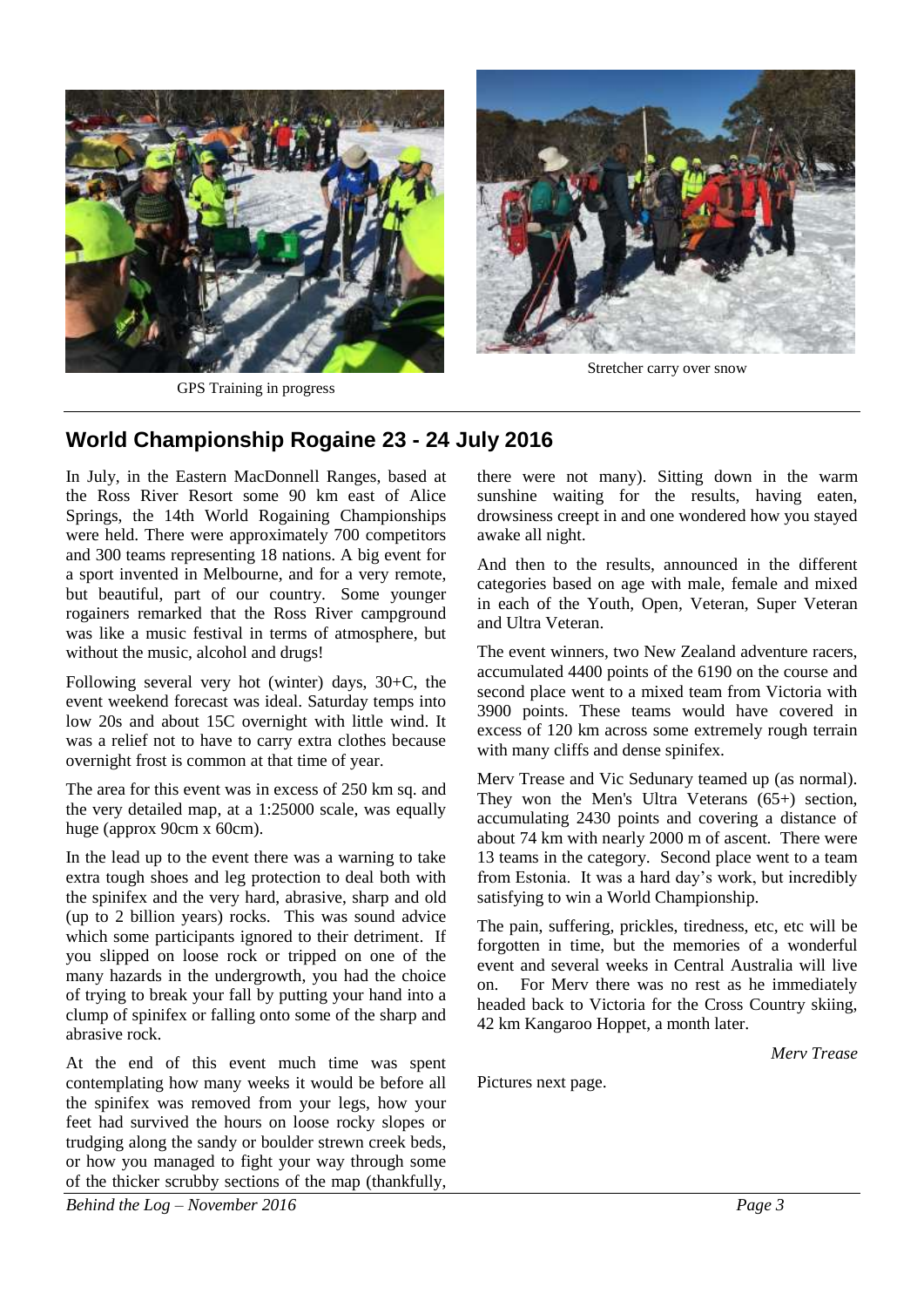GPS Training in progress

Stretcher carry over snow

## World Championship Rogaine 23 - 24 July 2016

In July, in the Eastern MacDonnell Ranges, based at the Ross River Resort some 90 km east of Alice Springs, the 14th World Rogaining Championships were held. There were approximately 700 competitors and 300 teams representing 18 nations. A big event for a sport invented in Melbourne, and for a very remote, but beautiful, part of our country. Some younger rogainers remarked that the Ross River campground was like a music festival in terms of atmosphere, but without the music, alcohol and drugs!

Following several very hot (winter) days, 30+C, the event weekend forecast was ideal. Saturday temps into low 20s and about 15C overnight with little wind. It was a relief not to have to carry extra clothes because overnight frost is common at that time of year.

The area for this event was in excess of 250 km sq. and the very detailed map, at a 1:25000 scale, was equally huge (approx 90cm x 60cm).

In the lead up to the event there was a warning to take extra tough shoes and leg protection to deal both with the spinifex and the very hard, abrasive, sharp and old (up to 2 billion years) rocks. This was sound advice which some participants ignored to their detriment. If you slipped on loose rock or tripped on one of the many hazards in the undergrowth, you had the choice of trying to break your fall by putting your hand into a clump of spinifex or falling onto some of the sharp and abrasive rock.

At the end of this event much time was spent contemplating how many weeks it would be before all the spinifex was removed from your legs, how your feet had survived the hours on loose rocky slopes or trudging along the sandy or boulder strewn creek beds, or how you managed to fight your way through some of the thicker scrubby sections of the map (thankfully, there were not many). Sitting down in the warm sunshine waiting for the results, having eaten, drowsiness creept in and one wondered how you stayed awake all night.

And then to the results, announced in the different categories based on age with male, female and mixed in each of the Youth, Open, Veteran, Super Veteran and Ultra Veteran.

The event winners, two New Zealand adventure racers, accumulated 4400 points of the 6190 on the course and second place went to a mixed team from Victoria with 3900 points. These teams would have covered in excess of 120 km across some extremely rough terrain with many cliffs and dense spinifex.

Merv Trease and Vic Sedunary teamed up (as normal). They won the Men's Ultra Veterans (65+) section, accumulating 2430 points and covering a distance of about 74 km with nearly 2000 m of ascent. There were 13 teams in the category. Second place went to a team from Estonia. It was a hard day's work, but incredibly satisfying to win a World Championship.

The pain, suffering, prickles, tiredness, etc, etc will be forgotten in time, but the memories of a wonderful event and several weeks in Central Australia will live on. For Merv there was no rest as he immediately headed back to Victoria for the Cross Country skiing, 42 km Kangaroo Hoppet, a month later.

*Merv Trease*

Pictures next page.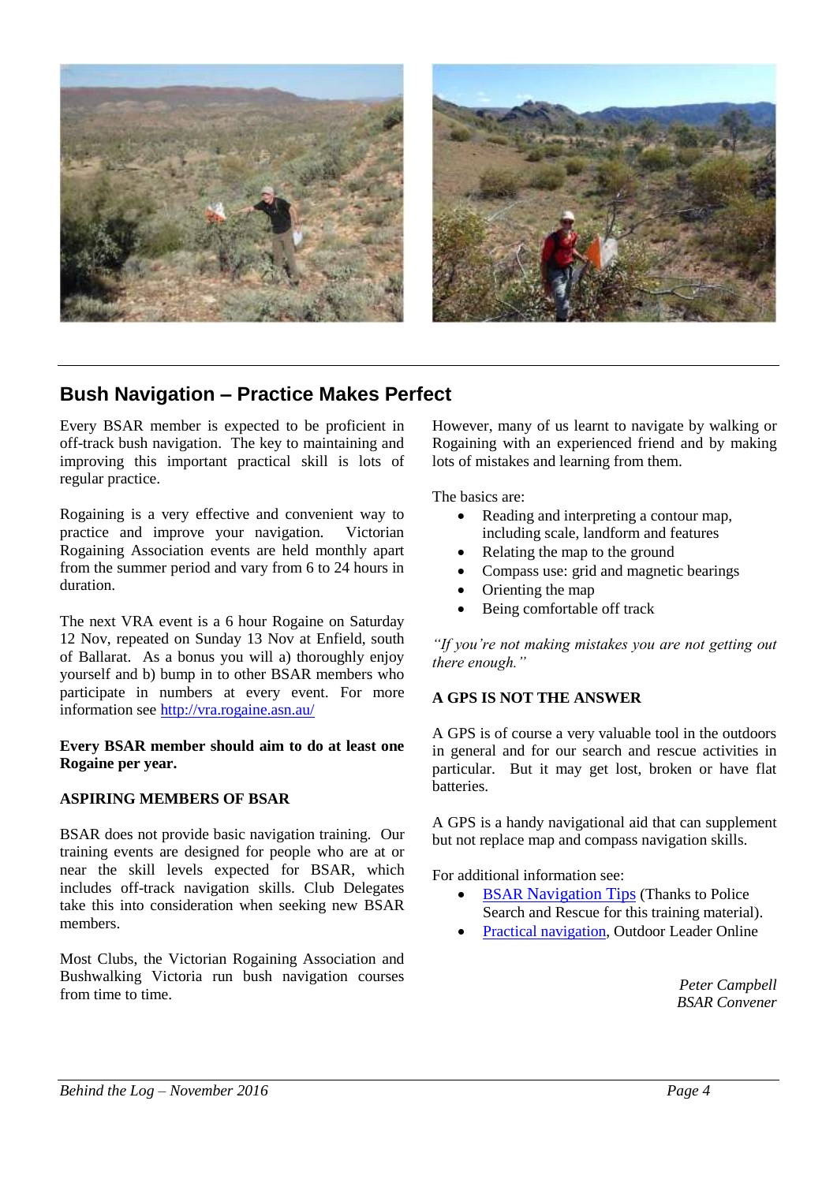## Bush Navigation – Practice Makes Perfect

Every BSAR member is expected to be proficient in off-track bush navigation. The key to maintaining and improving this important practical skill is lots of regular practice.

Rogaining is a very effective and convenient way to practice and improve your navigation. Victorian Rogaining Association events are held monthly apart from the summer period and vary from 6 to 24 hours in duration.

The next VRA event is a 6 hour Rogaine on Saturday 12 Nov, repeated on Sunday 13 Nov at Enfield, south of Ballarat. As a bonus you will a) thoroughly enjoy yourself and b) bump in to other BSAR members who participate in numbers at every event. For more information see http://vra.rogaine.asn.au/

**Every BSAR member should aim to do at least one Rogaine per year.**

**ASPIRING MEMBERS OF BSAR**

BSAR does not provide basic navigation training. Our training events are designed for people who are at or near the skill levels expected for BSAR, which includes off-track navigation skills. Club Delegates take this into consideration when seeking new BSAR members.

Most Clubs, the Victorian Rogaining Association and Bushwalking Victoria run bush navigation courses from time to time.

However, many of us learnt to navigate by walking or Rogaining with an experienced friend and by making lots of mistakes and learning from them.

The basics are:

- Reading and interpreting a contour map, including scale, landform and features
- Relating the map to the ground
- Compass use: grid and magnetic bearings
- Orienting the map
- Being comfortable off track

*"If you're not making mistakes you are not getting out there enough."*

**A GPS IS NOT THE ANSWER**

A GPS is of course a very valuable tool in the outdoors in general and for our search and rescue activities in particular. But it may get lost, broken or have flat batteries.

A GPS is a handy navigational aid that can supplement but not replace map and compass navigation skills.

For additional information see:

- BSAR Navigation Tips (Thanks to Police Search and Rescue for this training material).
- Practical navigation, Outdoor Leader Online

*Peter Campbell*
*BSAR Convener*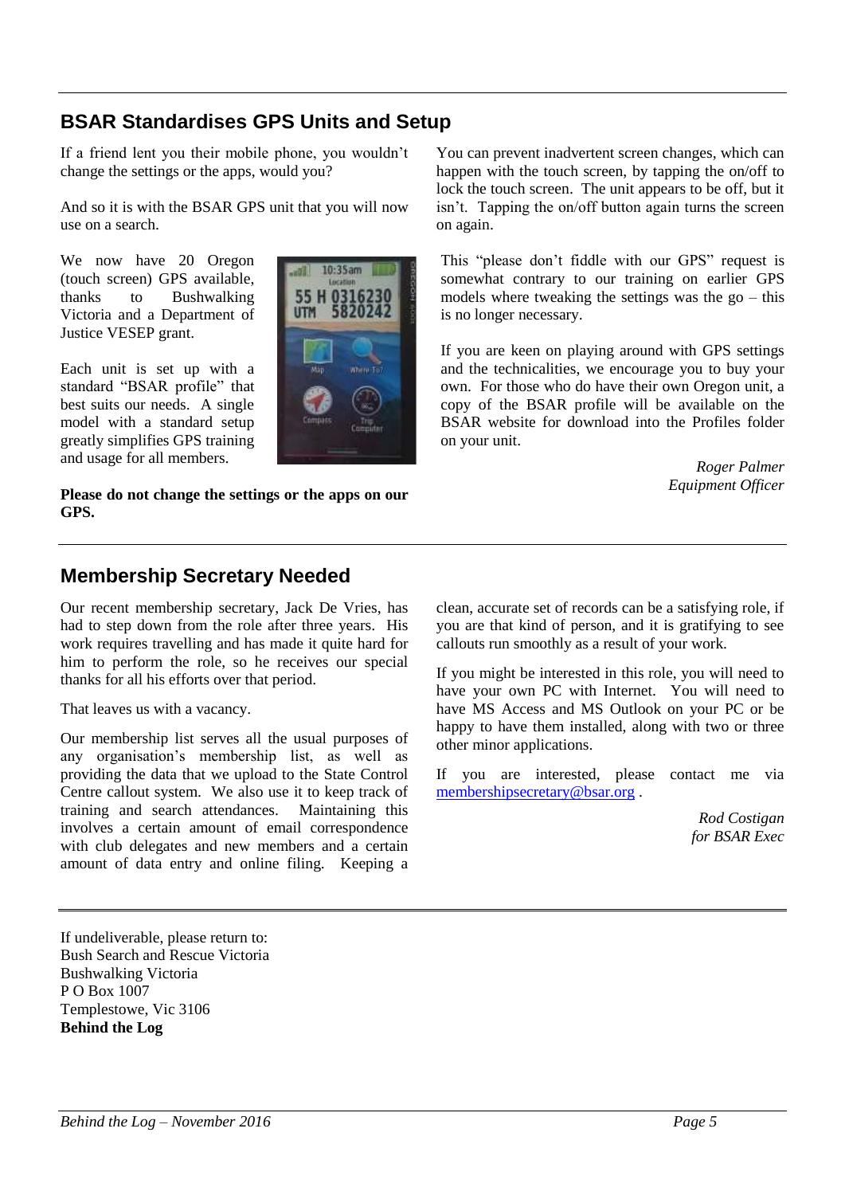## BSAR Standardises GPS Units and Setup

If a friend lent you their mobile phone, you wouldn't change the settings or the apps, would you?

And so it is with the BSAR GPS unit that you will now use on a search.

We now have 20 Oregon (touch screen) GPS available, thanks to Bushwalking Victoria and a Department of Justice VESEP grant.

Each unit is set up with a standard "BSAR profile" that best suits our needs. A single model with a standard setup greatly simplifies GPS training and usage for all members.

**Please do not change the settings or the apps on our GPS.**

You can prevent inadvertent screen changes, which can happen with the touch screen, by tapping the on/off to lock the touch screen. The unit appears to be off, but it isn't. Tapping the on/off button again turns the screen on again.

This "please don't fiddle with our GPS" request is somewhat contrary to our training on earlier GPS models where tweaking the settings was the go – this is no longer necessary.

If you are keen on playing around with GPS settings and the technicalities, we encourage you to buy your own. For those who do have their own Oregon unit, a copy of the BSAR profile will be available on the BSAR website for download into the Profiles folder on your unit.

*Roger Palmer*
*Equipment Officer*

## Membership Secretary Needed

Our recent membership secretary, Jack De Vries, has had to step down from the role after three years. His work requires travelling and has made it quite hard for him to perform the role, so he receives our special thanks for all his efforts over that period.

That leaves us with a vacancy.

Our membership list serves all the usual purposes of any organisation's membership list, as well as providing the data that we upload to the State Control Centre callout system. We also use it to keep track of training and search attendances. Maintaining this involves a certain amount of email correspondence with club delegates and new members and a certain amount of data entry and online filing. Keeping a clean, accurate set of records can be a satisfying role, if you are that kind of person, and it is gratifying to see callouts run smoothly as a result of your work.

If you might be interested in this role, you will need to have your own PC with Internet. You will need to have MS Access and MS Outlook on your PC or be happy to have them installed, along with two or three other minor applications.

If you are interested, please contact me via membershipsecretary@bsar.org .

*Rod Costigan*
*for BSAR Exec*

If undeliverable, please return to:
Bush Search and Rescue Victoria
Bushwalking Victoria
P O Box 1007
Templestowe, Vic 3106
**Behind the Log**